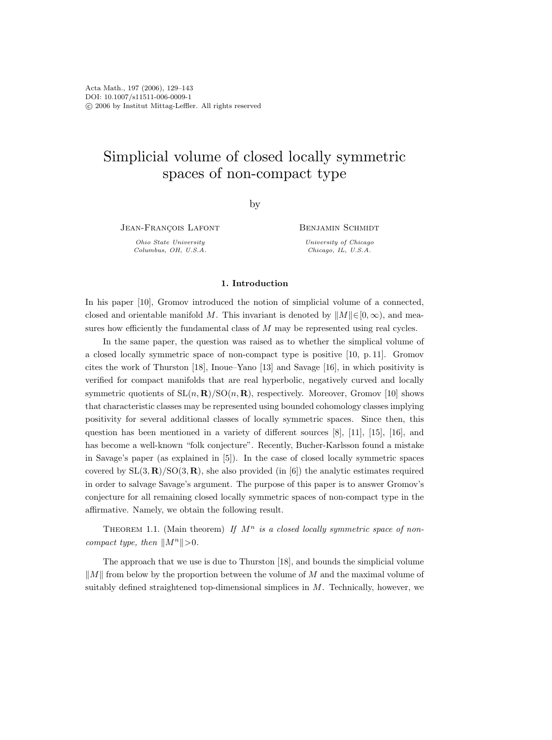# Simplicial volume of closed locally symmetric spaces of non-compact type

by

Jean-François Lafont

*Ohio State University*
*Columbus, OH, U.S.A.*

Benjamin Schmidt

*University of Chicago*
*Chicago, IL, U.S.A.*

## 1. Introduction

In his paper [10], Gromov introduced the notion of simplicial volume of a connected, closed and orientable manifold $M$. This invariant is denoted by $\|M\|\in[0,\infty)$, and measures how efficiently the fundamental class of $M$ may be represented using real cycles.

In the same paper, the question was raised as to whether the simplical volume of a closed locally symmetric space of non-compact type is positive [10, p. 11]. Gromov cites the work of Thurston [18], Inoue–Yano [13] and Savage [16], in which positivity is verified for compact manifolds that are real hyperbolic, negatively curved and locally symmetric quotients of $\mathrm{SL}(n,\mathbf{R})/\mathrm{SO}(n,\mathbf{R})$, respectively. Moreover, Gromov [10] shows that characteristic classes may be represented using bounded cohomology classes implying positivity for several additional classes of locally symmetric spaces. Since then, this question has been mentioned in a variety of different sources [8], [11], [15], [16], and has become a well-known "folk conjecture". Recently, Bucher-Karlsson found a mistake in Savage's paper (as explained in [5]). In the case of closed locally symmetric spaces covered by $\mathrm{SL}(3,\mathbf{R})/\mathrm{SO}(3,\mathbf{R})$, she also provided (in [6]) the analytic estimates required in order to salvage Savage's argument. The purpose of this paper is to answer Gromov's conjecture for all remaining closed locally symmetric spaces of non-compact type in the affirmative. Namely, we obtain the following result.

Theorem 1.1. (Main theorem) *If $M^n$ is a closed locally symmetric space of non-compact type, then $\|M^n\|>0$.*

The approach that we use is due to Thurston [18], and bounds the simplicial volume $\|M\|$ from below by the proportion between the volume of $M$ and the maximal volume of suitably defined straightened top-dimensional simplices in $M$. Technically, however, we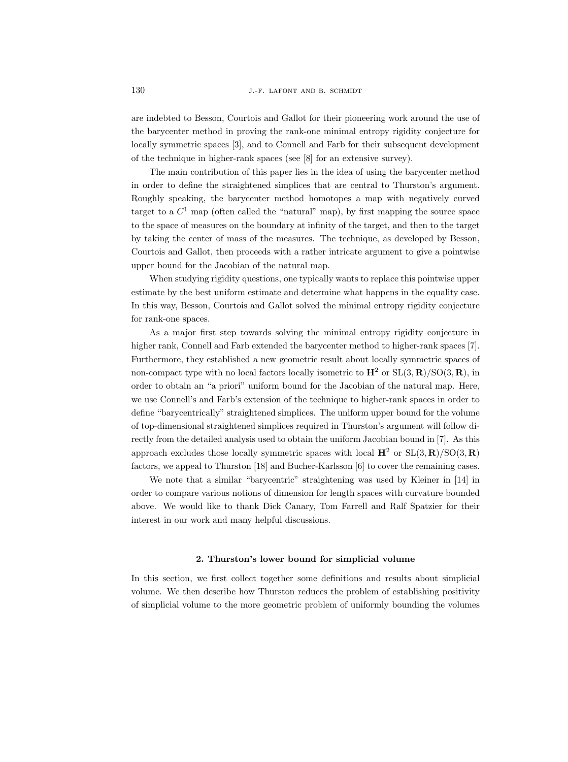are indebted to Besson, Courtois and Gallot for their pioneering work around the use of the barycenter method in proving the rank-one minimal entropy rigidity conjecture for locally symmetric spaces [3], and to Connell and Farb for their subsequent development of the technique in higher-rank spaces (see [8] for an extensive survey).

The main contribution of this paper lies in the idea of using the barycenter method in order to define the straightened simplices that are central to Thurston's argument. Roughly speaking, the barycenter method homotopes a map with negatively curved target to a $C^1$ map (often called the "natural" map), by first mapping the source space to the space of measures on the boundary at infinity of the target, and then to the target by taking the center of mass of the measures. The technique, as developed by Besson, Courtois and Gallot, then proceeds with a rather intricate argument to give a pointwise upper bound for the Jacobian of the natural map.

When studying rigidity questions, one typically wants to replace this pointwise upper estimate by the best uniform estimate and determine what happens in the equality case. In this way, Besson, Courtois and Gallot solved the minimal entropy rigidity conjecture for rank-one spaces.

As a major first step towards solving the minimal entropy rigidity conjecture in higher rank, Connell and Farb extended the barycenter method to higher-rank spaces [7]. Furthermore, they established a new geometric result about locally symmetric spaces of non-compact type with no local factors locally isometric to $\mathbf{H}^2$ or $\mathrm{SL}(3, \mathbf{R})/\mathrm{SO}(3, \mathbf{R})$, in order to obtain an "a priori" uniform bound for the Jacobian of the natural map. Here, we use Connell's and Farb's extension of the technique to higher-rank spaces in order to define "barycentrically" straightened simplices. The uniform upper bound for the volume of top-dimensional straightened simplices required in Thurston's argument will follow directly from the detailed analysis used to obtain the uniform Jacobian bound in [7]. As this approach excludes those locally symmetric spaces with local $\mathbf{H}^2$ or $\mathrm{SL}(3, \mathbf{R})/\mathrm{SO}(3, \mathbf{R})$ factors, we appeal to Thurston [18] and Bucher-Karlsson [6] to cover the remaining cases.

We note that a similar "barycentric" straightening was used by Kleiner in [14] in order to compare various notions of dimension for length spaces with curvature bounded above. We would like to thank Dick Canary, Tom Farrell and Ralf Spatzier for their interest in our work and many helpful discussions.

## 2. Thurston's lower bound for simplicial volume

In this section, we first collect together some definitions and results about simplicial volume. We then describe how Thurston reduces the problem of establishing positivity of simplicial volume to the more geometric problem of uniformly bounding the volumes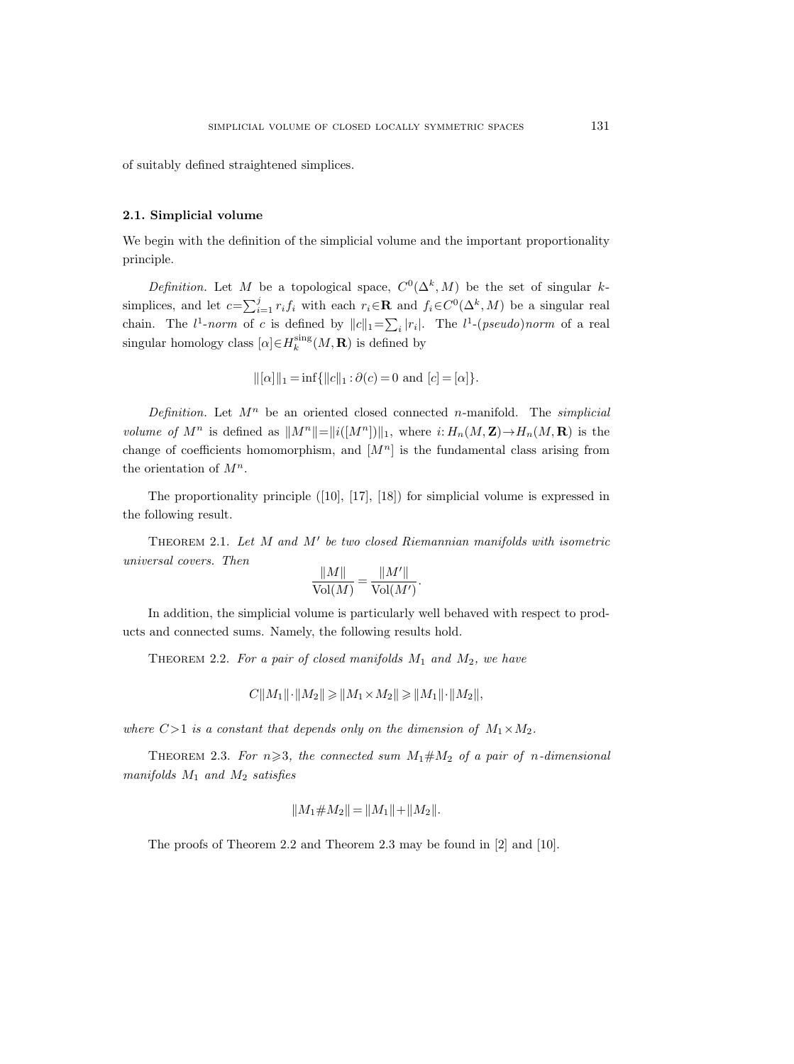of suitably defined straightened simplices.

### 2.1. Simplicial volume

We begin with the definition of the simplicial volume and the important proportionality principle.

*Definition.* Let $M$ be a topological space, $C^0(\Delta^k, M)$ be the set of singular $k$-simplices, and let $c=\sum_{i=1}^{j} r_i f_i$ with each $r_i \in \mathbf{R}$ and $f_i \in C^0(\Delta^k, M)$ be a singular real chain. The $l^1$-*norm* of $c$ is defined by $\|c\|_1 = \sum_i |r_i|$. The $l^1$-*(pseudo)norm* of a real singular homology class $[\alpha] \in H_k^{\mathrm{sing}}(M, \mathbf{R})$ is defined by

$$\|[\alpha]\|_1 = \inf\{\|c\|_1 : \partial(c) = 0 \text{ and } [c] = [\alpha]\}.$$

*Definition.* Let $M^n$ be an oriented closed connected $n$-manifold. The *simplicial volume of* $M^n$ is defined as $\|M^n\| = \|i([M^n])\|_1$, where $i: H_n(M, \mathbf{Z}) \to H_n(M, \mathbf{R})$ is the change of coefficients homomorphism, and $[M^n]$ is the fundamental class arising from the orientation of $M^n$.

The proportionality principle ([10], [17], [18]) for simplicial volume is expressed in the following result.

Theorem 2.1. *Let $M$ and $M'$ be two closed Riemannian manifolds with isometric universal covers. Then*

$$\frac{\|M\|}{\mathrm{Vol}(M)} = \frac{\|M'\|}{\mathrm{Vol}(M')}.$$

In addition, the simplicial volume is particularly well behaved with respect to products and connected sums. Namely, the following results hold.

Theorem 2.2. *For a pair of closed manifolds $M_1$ and $M_2$, we have*

$$C\|M_1\| \cdot \|M_2\| \geqslant \|M_1 \times M_2\| \geqslant \|M_1\| \cdot \|M_2\|,$$

*where $C>1$ is a constant that depends only on the dimension of $M_1 \times M_2$.*

Theorem 2.3. *For $n \geqslant 3$, the connected sum $M_1 \# M_2$ of a pair of $n$-dimensional manifolds $M_1$ and $M_2$ satisfies*

$$\|M_1 \# M_2\| = \|M_1\| + \|M_2\|.$$

The proofs of Theorem 2.2 and Theorem 2.3 may be found in [2] and [10].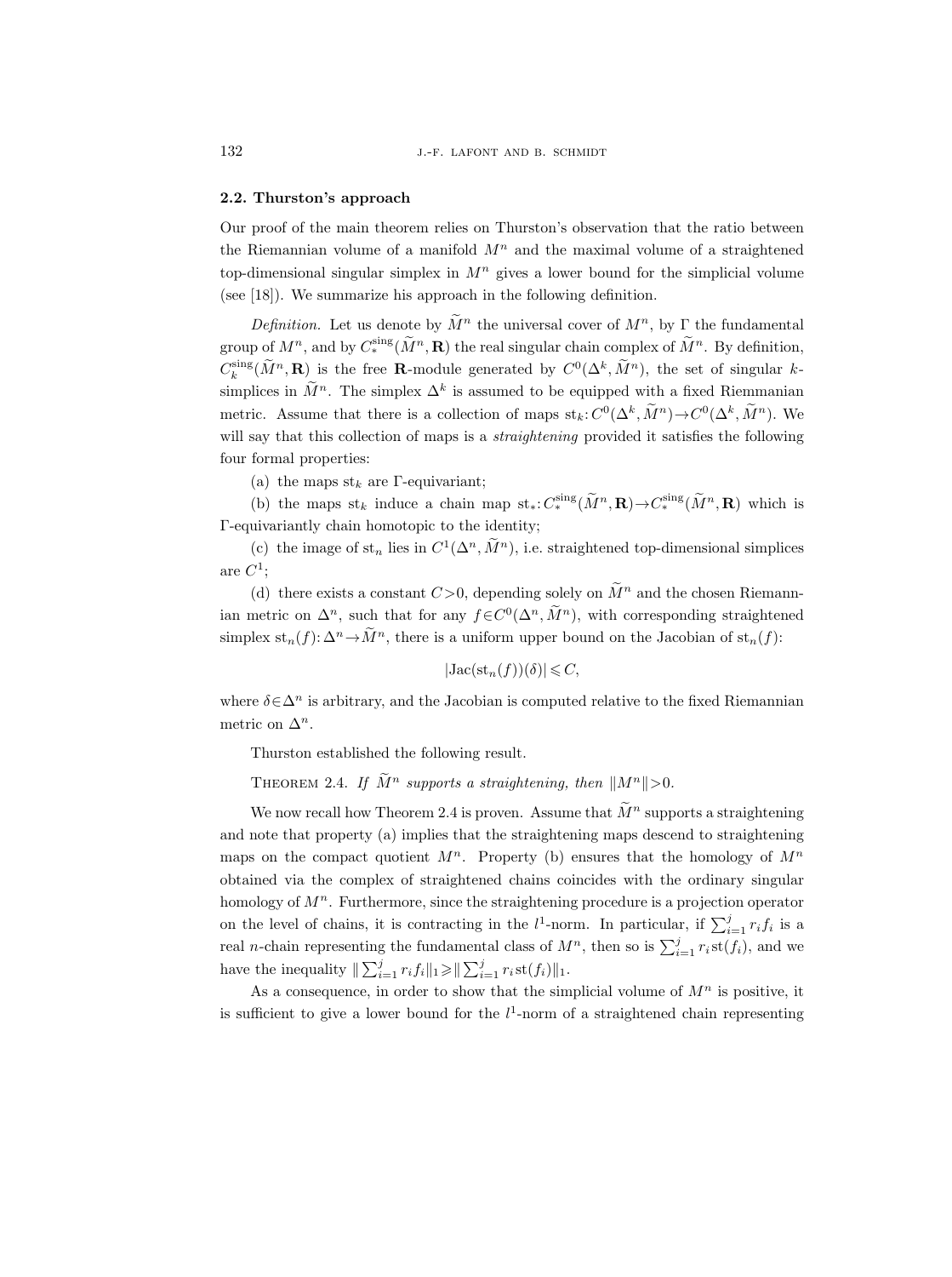### 2.2. Thurston's approach

Our proof of the main theorem relies on Thurston's observation that the ratio between the Riemannian volume of a manifold $M^n$ and the maximal volume of a straightened top-dimensional singular simplex in $M^n$ gives a lower bound for the simplicial volume (see [18]). We summarize his approach in the following definition.

*Definition.* Let us denote by $\widetilde{M}^n$ the universal cover of $M^n$, by $\Gamma$ the fundamental group of $M^n$, and by $C_*^{\mathrm{sing}}(\widetilde{M}^n, \mathbf{R})$ the real singular chain complex of $\widetilde{M}^n$. By definition, $C_k^{\mathrm{sing}}(\widetilde{M}^n, \mathbf{R})$ is the free $\mathbf{R}$-module generated by $C^0(\Delta^k, \widetilde{M}^n)$, the set of singular $k$-simplices in $\widetilde{M}^n$. The simplex $\Delta^k$ is assumed to be equipped with a fixed Riemmanian metric. Assume that there is a collection of maps $\mathrm{st}_k: C^0(\Delta^k, \widetilde{M}^n) \to C^0(\Delta^k, \widetilde{M}^n)$. We will say that this collection of maps is a *straightening* provided it satisfies the following four formal properties:

(a) the maps $\mathrm{st}_k$ are $\Gamma$-equivariant;

(b) the maps $\mathrm{st}_k$ induce a chain map $\mathrm{st}_*: C_*^{\mathrm{sing}}(\widetilde{M}^n, \mathbf{R}) \to C_*^{\mathrm{sing}}(\widetilde{M}^n, \mathbf{R})$ which is $\Gamma$-equivariantly chain homotopic to the identity;

(c) the image of $\mathrm{st}_n$ lies in $C^1(\Delta^n, \widetilde{M}^n)$, i.e. straightened top-dimensional simplices are $C^1$;

(d) there exists a constant $C>0$, depending solely on $\widetilde{M}^n$ and the chosen Riemannian metric on $\Delta^n$, such that for any $f \in C^0(\Delta^n, \widetilde{M}^n)$, with corresponding straightened simplex $\mathrm{st}_n(f): \Delta^n \to \widetilde{M}^n$, there is a uniform upper bound on the Jacobian of $\mathrm{st}_n(f)$:

$$|\mathrm{Jac}(\mathrm{st}_n(f))(\delta)| \leqslant C,$$

where $\delta \in \Delta^n$ is arbitrary, and the Jacobian is computed relative to the fixed Riemannian metric on $\Delta^n$.

Thurston established the following result.

Theorem 2.4. *If $\widetilde{M}^n$ supports a straightening, then $\|M^n\|>0$.*

We now recall how Theorem 2.4 is proven. Assume that $\widetilde{M}^n$ supports a straightening and note that property (a) implies that the straightening maps descend to straightening maps on the compact quotient $M^n$. Property (b) ensures that the homology of $M^n$ obtained via the complex of straightened chains coincides with the ordinary singular homology of $M^n$. Furthermore, since the straightening procedure is a projection operator on the level of chains, it is contracting in the $l^1$-norm. In particular, if $\sum_{i=1}^{j} r_i f_i$ is a real $n$-chain representing the fundamental class of $M^n$, then so is $\sum_{i=1}^{j} r_i \,\mathrm{st}(f_i)$, and we have the inequality $\|\sum_{i=1}^{j} r_i f_i\|_1 \geqslant \|\sum_{i=1}^{j} r_i \,\mathrm{st}(f_i)\|_1$.

As a consequence, in order to show that the simplicial volume of $M^n$ is positive, it is sufficient to give a lower bound for the $l^1$-norm of a straightened chain representing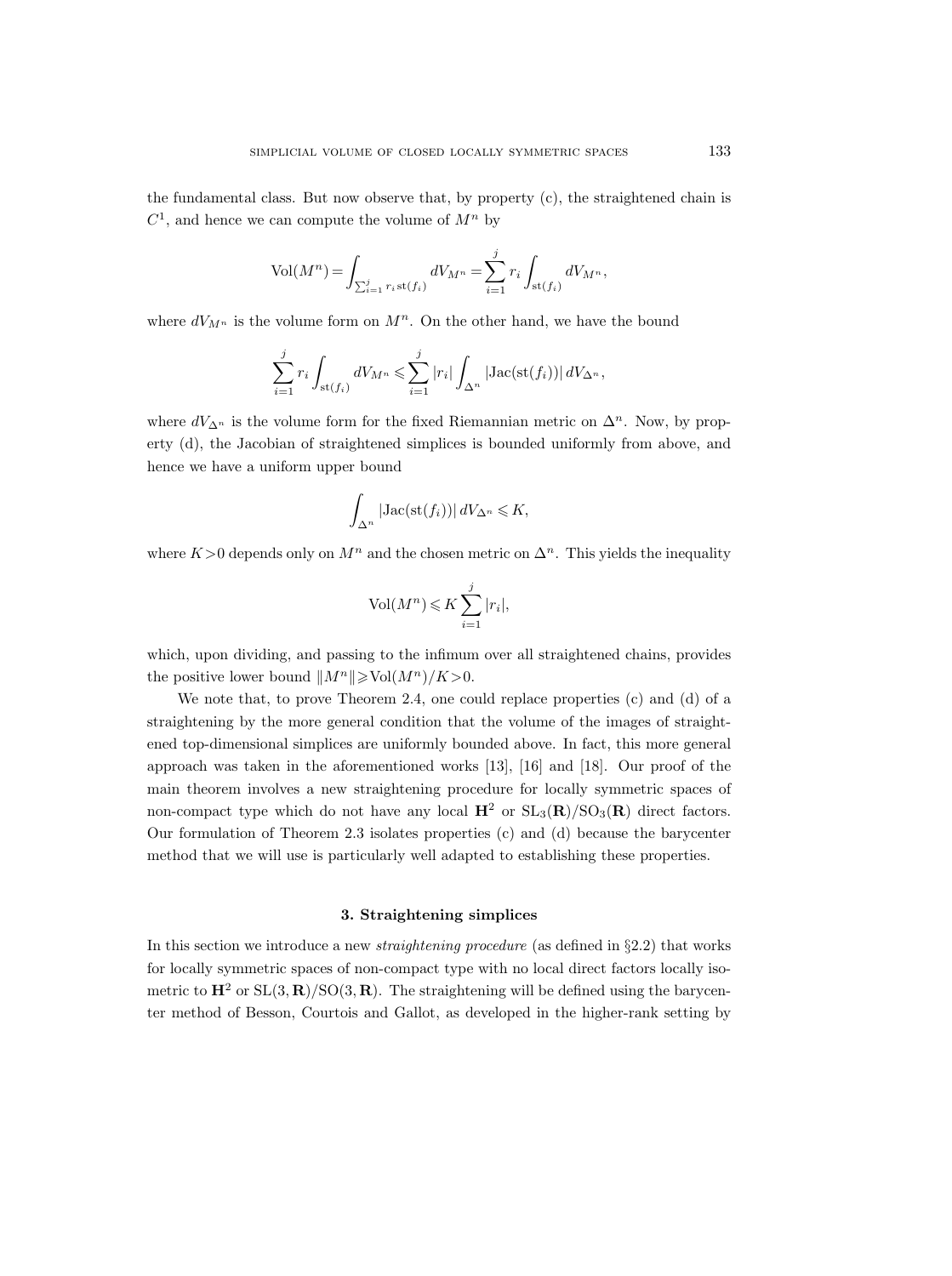the fundamental class. But now observe that, by property (c), the straightened chain is $C^1$, and hence we can compute the volume of $M^n$ by

$$\mathrm{Vol}(M^n) = \int_{\sum_{i=1}^{j} r_i \,\mathrm{st}(f_i)} dV_{M^n} = \sum_{i=1}^{j} r_i \int_{\mathrm{st}(f_i)} dV_{M^n},$$

where $dV_{M^n}$ is the volume form on $M^n$. On the other hand, we have the bound

$$\sum_{i=1}^{j} r_i \int_{\mathrm{st}(f_i)} dV_{M^n} \leqslant \sum_{i=1}^{j} |r_i| \int_{\Delta^n} |\mathrm{Jac}(\mathrm{st}(f_i))| \, dV_{\Delta^n},$$

where $dV_{\Delta^n}$ is the volume form for the fixed Riemannian metric on $\Delta^n$. Now, by property (d), the Jacobian of straightened simplices is bounded uniformly from above, and hence we have a uniform upper bound

$$\int_{\Delta^n} |\mathrm{Jac}(\mathrm{st}(f_i))| \, dV_{\Delta^n} \leqslant K,$$

where $K>0$ depends only on $M^n$ and the chosen metric on $\Delta^n$. This yields the inequality

$$\mathrm{Vol}(M^n) \leqslant K \sum_{i=1}^{j} |r_i|,$$

which, upon dividing, and passing to the infimum over all straightened chains, provides the positive lower bound $\|M^n\| \geqslant \mathrm{Vol}(M^n)/K > 0$.

We note that, to prove Theorem 2.4, one could replace properties (c) and (d) of a straightening by the more general condition that the volume of the images of straightened top-dimensional simplices are uniformly bounded above. In fact, this more general approach was taken in the aforementioned works [13], [16] and [18]. Our proof of the main theorem involves a new straightening procedure for locally symmetric spaces of non-compact type which do not have any local $\mathbf{H}^2$ or $\mathrm{SL}_3(\mathbf{R})/\mathrm{SO}_3(\mathbf{R})$ direct factors. Our formulation of Theorem 2.3 isolates properties (c) and (d) because the barycenter method that we will use is particularly well adapted to establishing these properties.

## 3. Straightening simplices

In this section we introduce a new *straightening procedure* (as defined in §2.2) that works for locally symmetric spaces of non-compact type with no local direct factors locally isometric to $\mathbf{H}^2$ or $\mathrm{SL}(3,\mathbf{R})/\mathrm{SO}(3,\mathbf{R})$. The straightening will be defined using the barycenter method of Besson, Courtois and Gallot, as developed in the higher-rank setting by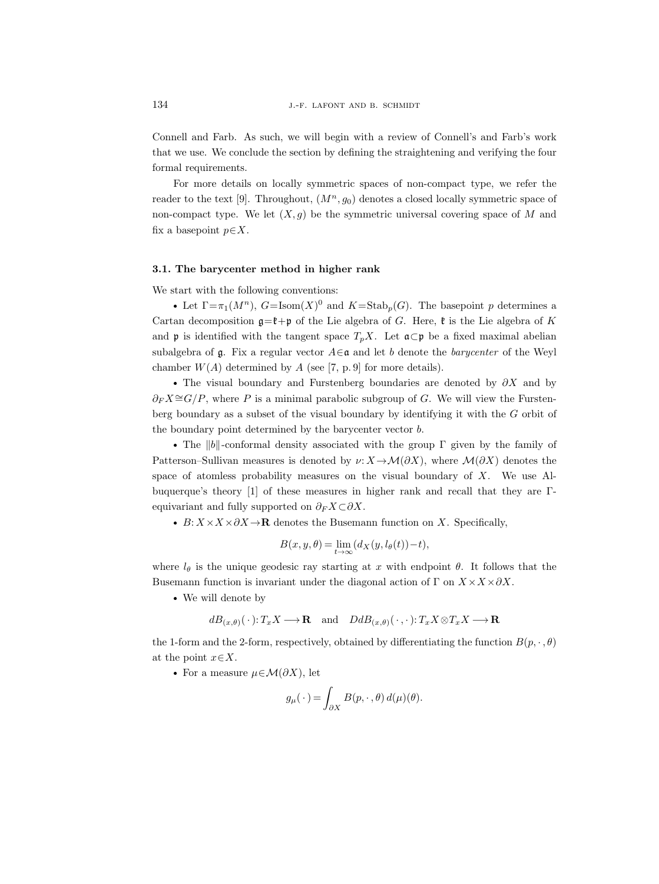Connell and Farb. As such, we will begin with a review of Connell's and Farb's work that we use. We conclude the section by defining the straightening and verifying the four formal requirements.

For more details on locally symmetric spaces of non-compact type, we refer the reader to the text [9]. Throughout, $(M^n, g_0)$ denotes a closed locally symmetric space of non-compact type. We let $(X, g)$ be the symmetric universal covering space of $M$ and fix a basepoint $p \in X$.

### 3.1. The barycenter method in higher rank

We start with the following conventions:

- Let $\Gamma = \pi_1(M^n)$, $G = \mathrm{Isom}(X)^0$ and $K = \mathrm{Stab}_p(G)$. The basepoint $p$ determines a Cartan decomposition $\mathfrak{g} = \mathfrak{k} + \mathfrak{p}$ of the Lie algebra of $G$. Here, $\mathfrak{k}$ is the Lie algebra of $K$ and $\mathfrak{p}$ is identified with the tangent space $T_pX$. Let $\mathfrak{a} \subset \mathfrak{p}$ be a fixed maximal abelian subalgebra of $\mathfrak{g}$. Fix a regular vector $A \in \mathfrak{a}$ and let $b$ denote the *barycenter* of the Weyl chamber $W(A)$ determined by $A$ (see [7, p. 9] for more details).
- The visual boundary and Furstenberg boundaries are denoted by $\partial X$ and by $\partial_F X \cong G/P$, where $P$ is a minimal parabolic subgroup of $G$. We will view the Furstenberg boundary as a subset of the visual boundary by identifying it with the $G$ orbit of the boundary point determined by the barycenter vector $b$.
- The $\|b\|$-conformal density associated with the group $\Gamma$ given by the family of Patterson–Sullivan measures is denoted by $\nu: X \to \mathcal{M}(\partial X)$, where $\mathcal{M}(\partial X)$ denotes the space of atomless probability measures on the visual boundary of $X$. We use Albuquerque's theory [1] of these measures in higher rank and recall that they are $\Gamma$-equivariant and fully supported on $\partial_F X \subset \partial X$.
- $B: X \times X \times \partial X \to \mathbf{R}$ denotes the Busemann function on $X$. Specifically,

$$B(x, y, \theta) = \lim_{t \to \infty} (d_X(y, l_\theta(t)) - t),$$

where $l_\theta$ is the unique geodesic ray starting at $x$ with endpoint $\theta$. It follows that the Busemann function is invariant under the diagonal action of $\Gamma$ on $X \times X \times \partial X$.

- We will denote by

$$dB_{(x,\theta)}(\,\cdot\,): T_xX \longrightarrow \mathbf{R} \quad \text{and} \quad DdB_{(x,\theta)}(\,\cdot\,,\cdot\,): T_xX \otimes T_xX \longrightarrow \mathbf{R}$$

the 1-form and the 2-form, respectively, obtained by differentiating the function $B(p, \cdot\,, \theta)$ at the point $x \in X$.

- For a measure $\mu \in \mathcal{M}(\partial X)$, let

$$g_\mu(\,\cdot\,) = \int_{\partial X} B(p, \cdot\,, \theta)\, d(\mu)(\theta).$$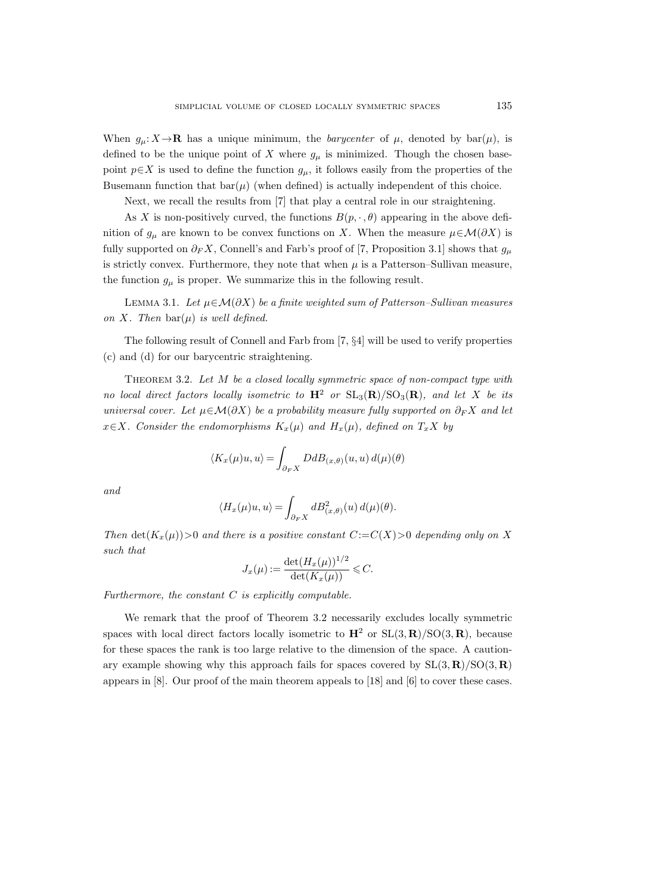When $g_\mu: X \to \mathbf{R}$ has a unique minimum, the *barycenter* of $\mu$, denoted by $\operatorname{bar}(\mu)$, is defined to be the unique point of $X$ where $g_\mu$ is minimized. Though the chosen basepoint $p \in X$ is used to define the function $g_\mu$, it follows easily from the properties of the Busemann function that $\operatorname{bar}(\mu)$ (when defined) is actually independent of this choice.

Next, we recall the results from [7] that play a central role in our straightening.

As $X$ is non-positively curved, the functions $B(p, \cdot, \theta)$ appearing in the above definition of $g_\mu$ are known to be convex functions on $X$. When the measure $\mu \in \mathcal{M}(\partial X)$ is fully supported on $\partial_F X$, Connell's and Farb's proof of [7, Proposition 3.1] shows that $g_\mu$ is strictly convex. Furthermore, they note that when $\mu$ is a Patterson–Sullivan measure, the function $g_\mu$ is proper. We summarize this in the following result.

Lemma 3.1. *Let $\mu \in \mathcal{M}(\partial X)$ be a finite weighted sum of Patterson–Sullivan measures on $X$. Then $\operatorname{bar}(\mu)$ is well defined.*

The following result of Connell and Farb from [7, §4] will be used to verify properties (c) and (d) for our barycentric straightening.

Theorem 3.2. *Let $M$ be a closed locally symmetric space of non-compact type with no local direct factors locally isometric to $\mathbf{H}^2$ or $\mathrm{SL}_3(\mathbf{R})/\mathrm{SO}_3(\mathbf{R})$, and let $X$ be its universal cover. Let $\mu \in \mathcal{M}(\partial X)$ be a probability measure fully supported on $\partial_F X$ and let $x \in X$. Consider the endomorphisms $K_x(\mu)$ and $H_x(\mu)$, defined on $T_x X$ by*

$$\langle K_x(\mu) u, u \rangle = \int_{\partial_F X} DdB_{(x,\theta)}(u,u)\, d(\mu)(\theta)$$

*and*

$$\langle H_x(\mu) u, u \rangle = \int_{\partial_F X} dB^2_{(x,\theta)}(u)\, d(\mu)(\theta).$$

*Then $\det(K_x(\mu)) > 0$ and there is a positive constant $C := C(X) > 0$ depending only on $X$ such that*

$$J_x(\mu) := \frac{\det(H_x(\mu))^{1/2}}{\det(K_x(\mu))} \leqslant C.$$

*Furthermore, the constant $C$ is explicitly computable.*

We remark that the proof of Theorem 3.2 necessarily excludes locally symmetric spaces with local direct factors locally isometric to $\mathbf{H}^2$ or $\mathrm{SL}(3,\mathbf{R})/\mathrm{SO}(3,\mathbf{R})$, because for these spaces the rank is too large relative to the dimension of the space. A cautionary example showing why this approach fails for spaces covered by $\mathrm{SL}(3,\mathbf{R})/\mathrm{SO}(3,\mathbf{R})$ appears in [8]. Our proof of the main theorem appeals to [18] and [6] to cover these cases.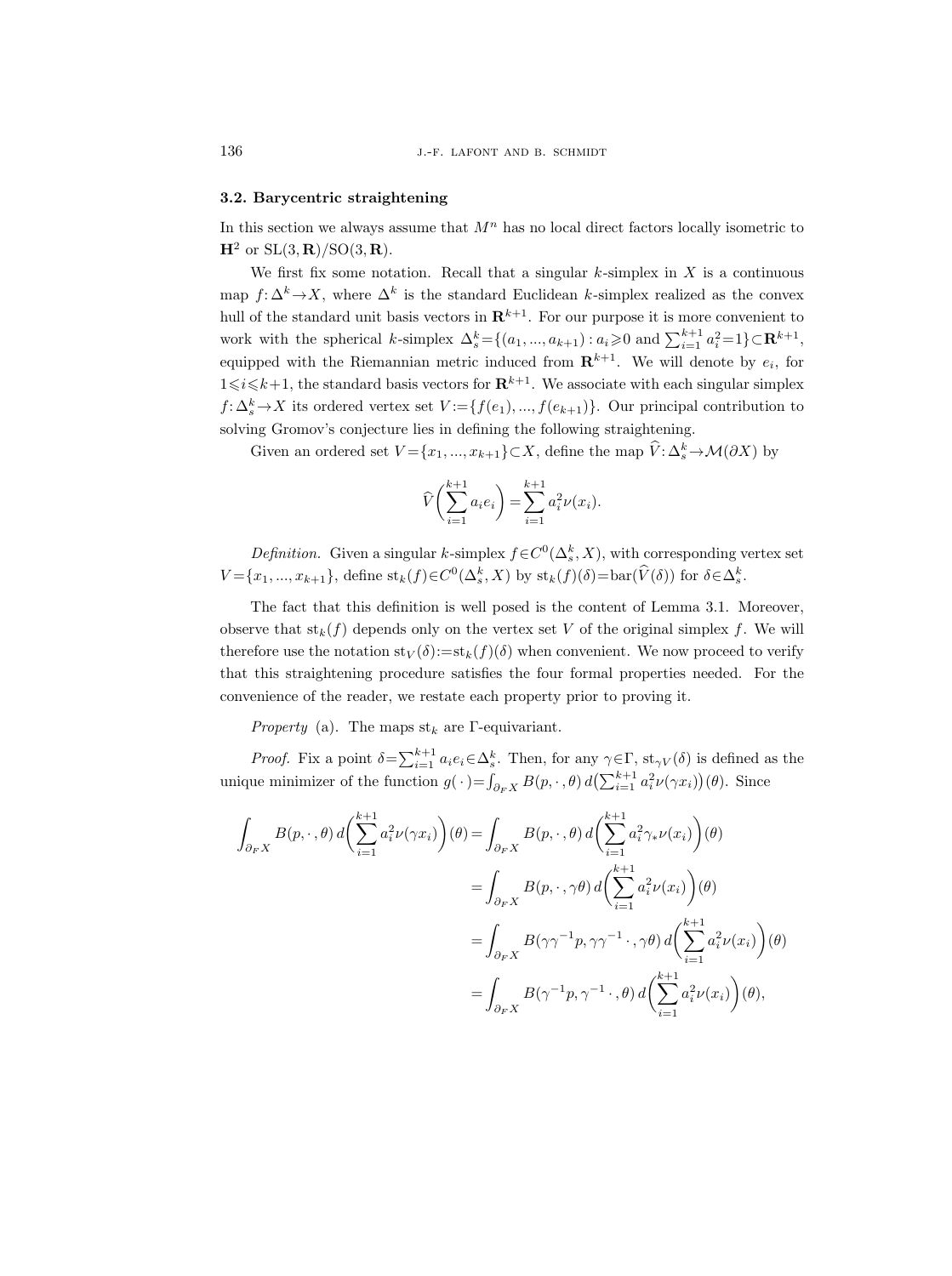### 3.2. Barycentric straightening

In this section we always assume that $M^n$ has no local direct factors locally isometric to $\mathbf{H}^2$ or $\mathrm{SL}(3,\mathbf{R})/\mathrm{SO}(3,\mathbf{R})$.

We first fix some notation. Recall that a singular $k$-simplex in $X$ is a continuous map $f\colon\Delta^k\to X$, where $\Delta^k$ is the standard Euclidean $k$-simplex realized as the convex hull of the standard unit basis vectors in $\mathbf{R}^{k+1}$. For our purpose it is more convenient to work with the spherical $k$-simplex $\Delta^k_s=\{(a_1,...,a_{k+1}):a_i\geqslant 0 \text{ and } \sum_{i=1}^{k+1}a_i^2=1\}\subset\mathbf{R}^{k+1}$, equipped with the Riemannian metric induced from $\mathbf{R}^{k+1}$. We will denote by $e_i$, for $1\leqslant i\leqslant k+1$, the standard basis vectors for $\mathbf{R}^{k+1}$. We associate with each singular simplex $f\colon\Delta^k_s\to X$ its ordered vertex set $V:=\{f(e_1),...,f(e_{k+1})\}$. Our principal contribution to solving Gromov's conjecture lies in defining the following straightening.

Given an ordered set $V=\{x_1,...,x_{k+1}\}\subset X$, define the map $\widehat{V}\colon\Delta^k_s\to\mathcal{M}(\partial X)$ by

$$\widehat{V}\biggl(\sum_{i=1}^{k+1}a_ie_i\biggr)=\sum_{i=1}^{k+1}a_i^2\nu(x_i).$$

*Definition.* Given a singular $k$-simplex $f\in C^0(\Delta^k_s,X)$, with corresponding vertex set $V=\{x_1,...,x_{k+1}\}$, define $\mathrm{st}_k(f)\in C^0(\Delta^k_s,X)$ by $\mathrm{st}_k(f)(\delta)=\mathrm{bar}(\widehat{V}(\delta))$ for $\delta\in\Delta^k_s$.

The fact that this definition is well posed is the content of Lemma 3.1. Moreover, observe that $\mathrm{st}_k(f)$ depends only on the vertex set $V$ of the original simplex $f$. We will therefore use the notation $\mathrm{st}_V(\delta):=\mathrm{st}_k(f)(\delta)$ when convenient. We now proceed to verify that this straightening procedure satisfies the four formal properties needed. For the convenience of the reader, we restate each property prior to proving it.

*Property* (a). The maps $\mathrm{st}_k$ are $\Gamma$-equivariant.

*Proof.* Fix a point $\delta=\sum_{i=1}^{k+1}a_ie_i\in\Delta^k_s$. Then, for any $\gamma\in\Gamma$, $\mathrm{st}_{\gamma V}(\delta)$ is defined as the unique minimizer of the function $g(\,\cdot\,)=\int_{\partial_F X}B(p,\cdot\,,\theta)\,d\bigl(\sum_{i=1}^{k+1}a_i^2\nu(\gamma x_i)\bigr)(\theta)$. Since

$$\begin{aligned}
\int_{\partial_F X}B(p,\cdot\,,\theta)\,d\biggl(\sum_{i=1}^{k+1}a_i^2\nu(\gamma x_i)\biggr)(\theta)&=\int_{\partial_F X}B(p,\cdot\,,\theta)\,d\biggl(\sum_{i=1}^{k+1}a_i^2\gamma_*\nu(x_i)\biggr)(\theta)\\
&=\int_{\partial_F X}B(p,\cdot\,,\gamma\theta)\,d\biggl(\sum_{i=1}^{k+1}a_i^2\nu(x_i)\biggr)(\theta)\\
&=\int_{\partial_F X}B(\gamma\gamma^{-1}p,\gamma\gamma^{-1}\cdot\,,\gamma\theta)\,d\biggl(\sum_{i=1}^{k+1}a_i^2\nu(x_i)\biggr)(\theta)\\
&=\int_{\partial_F X}B(\gamma^{-1}p,\gamma^{-1}\cdot\,,\theta)\,d\biggl(\sum_{i=1}^{k+1}a_i^2\nu(x_i)\biggr)(\theta),
\end{aligned}$$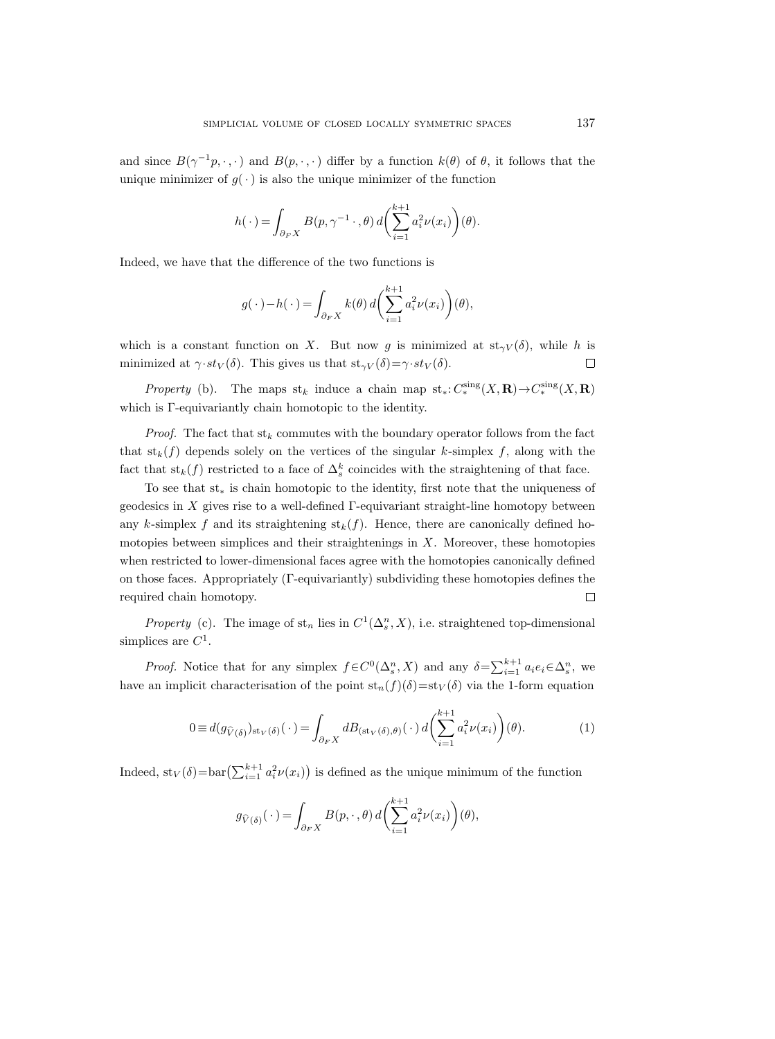and since $B(\gamma^{-1}p,\cdot,\cdot)$ and $B(p,\cdot,\cdot)$ differ by a function $k(\theta)$ of $\theta$, it follows that the unique minimizer of $g(\cdot)$ is also the unique minimizer of the function

$$h(\cdot)=\int_{\partial_F X} B(p,\gamma^{-1}\cdot,\theta)\,d\biggl(\sum_{i=1}^{k+1} a_i^2\nu(x_i)\biggr)(\theta).$$

Indeed, we have that the difference of the two functions is

$$g(\cdot)-h(\cdot)=\int_{\partial_F X} k(\theta)\,d\biggl(\sum_{i=1}^{k+1} a_i^2\nu(x_i)\biggr)(\theta),$$

which is a constant function on $X$. But now $g$ is minimized at $\mathrm{st}_{\gamma V}(\delta)$, while $h$ is minimized at $\gamma\cdot st_V(\delta)$. This gives us that $\mathrm{st}_{\gamma V}(\delta)=\gamma\cdot st_V(\delta)$. $\square$

*Property* (b). The maps $\mathrm{st}_k$ induce a chain map $\mathrm{st}_*: C_*^{\mathrm{sing}}(X,\mathbf{R})\to C_*^{\mathrm{sing}}(X,\mathbf{R})$ which is $\Gamma$-equivariantly chain homotopic to the identity.

*Proof.* The fact that $\mathrm{st}_k$ commutes with the boundary operator follows from the fact that $\mathrm{st}_k(f)$ depends solely on the vertices of the singular $k$-simplex $f$, along with the fact that $\mathrm{st}_k(f)$ restricted to a face of $\Delta_s^k$ coincides with the straightening of that face.

To see that $\mathrm{st}_*$ is chain homotopic to the identity, first note that the uniqueness of geodesics in $X$ gives rise to a well-defined $\Gamma$-equivariant straight-line homotopy between any $k$-simplex $f$ and its straightening $\mathrm{st}_k(f)$. Hence, there are canonically defined homotopies between simplices and their straightenings in $X$. Moreover, these homotopies when restricted to lower-dimensional faces agree with the homotopies canonically defined on those faces. Appropriately ($\Gamma$-equivariantly) subdividing these homotopies defines the required chain homotopy. $\square$

*Property* (c). The image of $\mathrm{st}_n$ lies in $C^1(\Delta_s^n,X)$, i.e. straightened top-dimensional simplices are $C^1$.

*Proof.* Notice that for any simplex $f\in C^0(\Delta_s^n,X)$ and any $\delta=\sum_{i=1}^{k+1}a_ie_i\in\Delta_s^n$, we have an implicit characterisation of the point $\mathrm{st}_n(f)(\delta)=\mathrm{st}_V(\delta)$ via the 1-form equation

$$0\equiv d(g_{\widehat V(\delta)})_{\mathrm{st}_V(\delta)}(\cdot)=\int_{\partial_F X} dB_{(\mathrm{st}_V(\delta),\theta)}(\cdot)\,d\biggl(\sum_{i=1}^{k+1} a_i^2\nu(x_i)\biggr)(\theta). \tag{1}$$

Indeed, $\mathrm{st}_V(\delta)=\mathrm{bar}\bigl(\sum_{i=1}^{k+1}a_i^2\nu(x_i)\bigr)$ is defined as the unique minimum of the function

$$g_{\widehat V(\delta)}(\cdot)=\int_{\partial_F X} B(p,\cdot,\theta)\,d\biggl(\sum_{i=1}^{k+1} a_i^2\nu(x_i)\biggr)(\theta),$$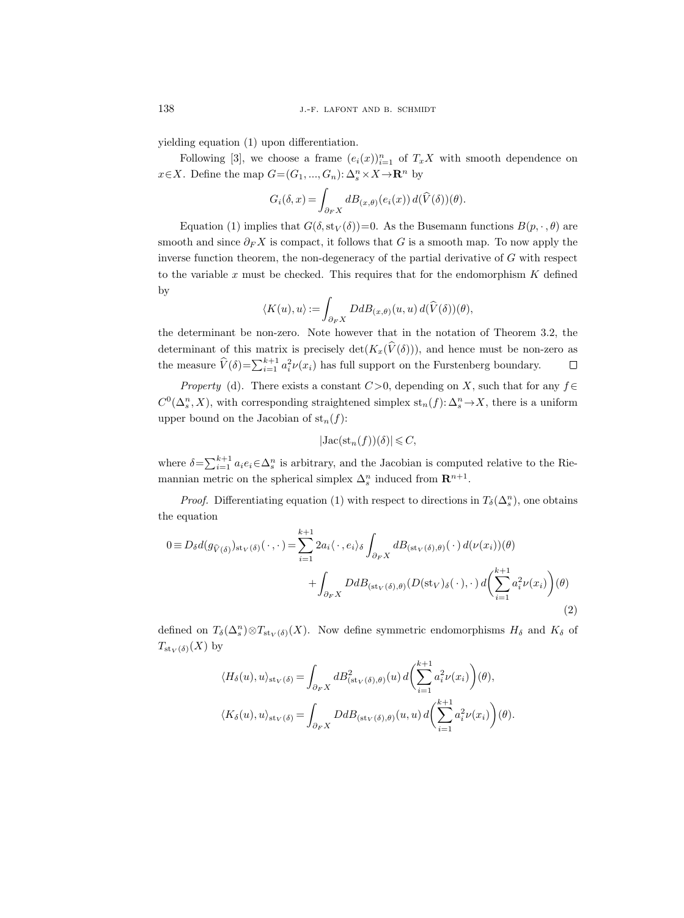yielding equation (1) upon differentiation.

Following [3], we choose a frame $(e_i(x))_{i=1}^n$ of $T_xX$ with smooth dependence on $x \in X$. Define the map $G=(G_1, ..., G_n): \Delta_s^n \times X \to \mathbf{R}^n$ by

$$G_i(\delta, x) = \int_{\partial_F X} dB_{(x,\theta)}(e_i(x))\, d(\widehat{V}(\delta))(\theta).$$

Equation (1) implies that $G(\delta, \mathrm{st}_V(\delta))=0$. As the Busemann functions $B(p, \cdot\,, \theta)$ are smooth and since $\partial_F X$ is compact, it follows that $G$ is a smooth map. To now apply the inverse function theorem, the non-degeneracy of the partial derivative of $G$ with respect to the variable $x$ must be checked. This requires that for the endomorphism $K$ defined by

$$\langle K(u), u\rangle := \int_{\partial_F X} DdB_{(x,\theta)}(u,u)\, d(\widehat{V}(\delta))(\theta),$$

the determinant be non-zero. Note however that in the notation of Theorem 3.2, the determinant of this matrix is precisely $\det(K_x(\widehat{V}(\delta)))$, and hence must be non-zero as the measure $\widehat{V}(\delta)=\sum_{i=1}^{k+1} a_i^2 \nu(x_i)$ has full support on the Furstenberg boundary. $\square$

*Property* (d). There exists a constant $C>0$, depending on $X$, such that for any $f \in C^0(\Delta_s^n, X)$, with corresponding straightened simplex $\mathrm{st}_n(f): \Delta_s^n \to X$, there is a uniform upper bound on the Jacobian of $\mathrm{st}_n(f)$:

$$|\mathrm{Jac}(\mathrm{st}_n(f))(\delta)| \leqslant C,$$

where $\delta = \sum_{i=1}^{k+1} a_i e_i \in \Delta_s^n$ is arbitrary, and the Jacobian is computed relative to the Riemannian metric on the spherical simplex $\Delta_s^n$ induced from $\mathbf{R}^{n+1}$.

*Proof.* Differentiating equation (1) with respect to directions in $T_\delta(\Delta_s^n)$, one obtains the equation

$$\begin{aligned} 0 \equiv D_\delta d(g_{\widehat{V}(\delta)})_{\mathrm{st}_V(\delta)}(\,\cdot\,,\cdot\,) = \sum_{i=1}^{k+1} 2a_i \langle\,\cdot\,, e_i\rangle_\delta \int_{\partial_F X} dB_{(\mathrm{st}_V(\delta),\theta)}(\,\cdot\,)\, d(\nu(x_i))(\theta) \\ + \int_{\partial_F X} DdB_{(\mathrm{st}_V(\delta),\theta)}(D(\mathrm{st}_V)_\delta(\,\cdot\,), \cdot\,)\, d\bigg(\sum_{i=1}^{k+1} a_i^2 \nu(x_i)\bigg)(\theta) \end{aligned} \tag{2}$$

defined on $T_\delta(\Delta_s^n) \otimes T_{\mathrm{st}_V(\delta)}(X)$. Now define symmetric endomorphisms $H_\delta$ and $K_\delta$ of $T_{\mathrm{st}_V(\delta)}(X)$ by

$$\langle H_\delta(u), u\rangle_{\mathrm{st}_V(\delta)} = \int_{\partial_F X} dB^2_{(\mathrm{st}_V(\delta),\theta)}(u)\, d\bigg(\sum_{i=1}^{k+1} a_i^2 \nu(x_i)\bigg)(\theta),$$

$$\langle K_\delta(u), u\rangle_{\mathrm{st}_V(\delta)} = \int_{\partial_F X} DdB_{(\mathrm{st}_V(\delta),\theta)}(u,u)\, d\bigg(\sum_{i=1}^{k+1} a_i^2 \nu(x_i)\bigg)(\theta).$$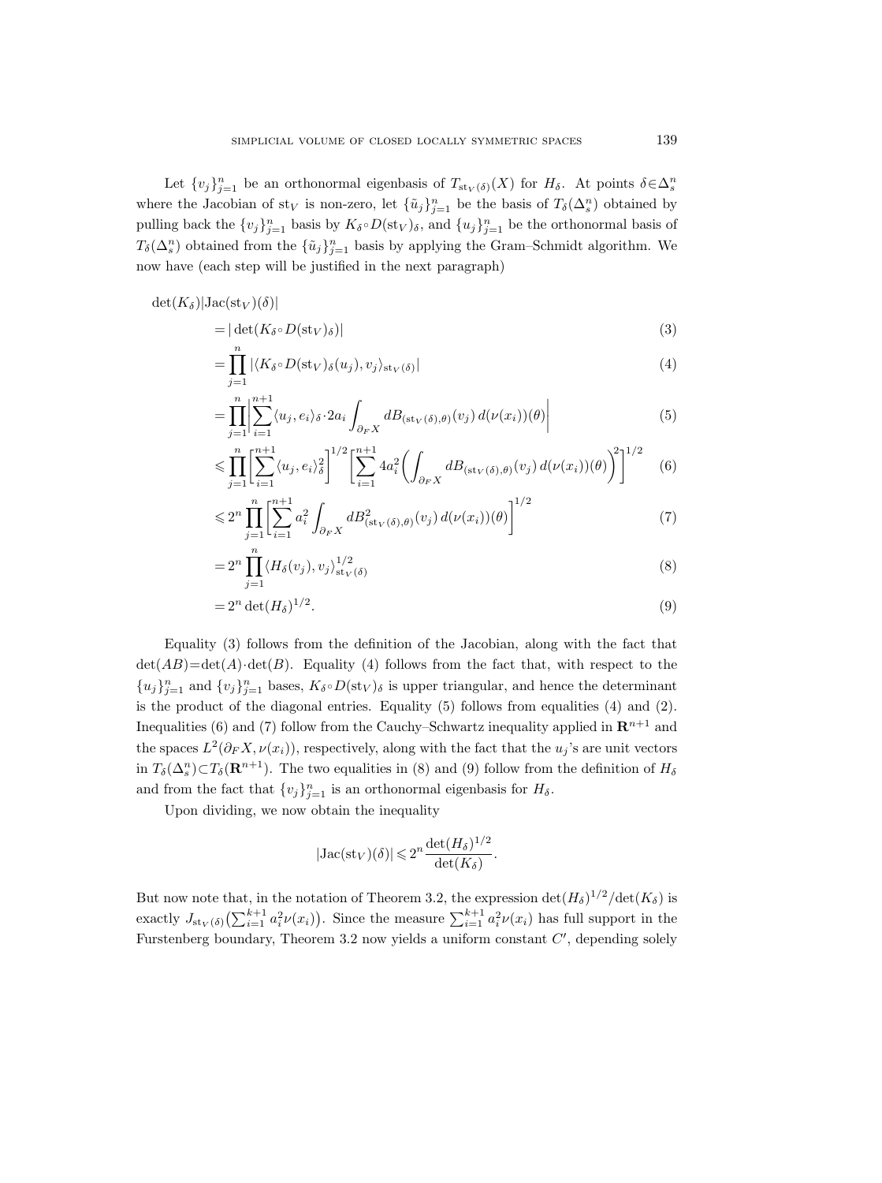Let $\{v_j\}_{j=1}^n$ be an orthonormal eigenbasis of $T_{\mathrm{st}_V(\delta)}(X)$ for $H_\delta$. At points $\delta\in\Delta_s^n$ where the Jacobian of $\mathrm{st}_V$ is non-zero, let $\{\tilde{u}_j\}_{j=1}^n$ be the basis of $T_\delta(\Delta_s^n)$ obtained by pulling back the $\{v_j\}_{j=1}^n$ basis by $K_\delta\circ D(\mathrm{st}_V)_\delta$, and $\{u_j\}_{j=1}^n$ be the orthonormal basis of $T_\delta(\Delta_s^n)$ obtained from the $\{\tilde{u}_j\}_{j=1}^n$ basis by applying the Gram–Schmidt algorithm. We now have (each step will be justified in the next paragraph)

$$
\begin{aligned}
\det(K_\delta)|\mathrm{Jac}(\mathrm{st}_V)(\delta)|
&= |\det(K_\delta\circ D(\mathrm{st}_V)_\delta)| && (3)\\
&= \prod_{j=1}^n |\langle K_\delta\circ D(\mathrm{st}_V)_\delta(u_j), v_j\rangle_{\mathrm{st}_V(\delta)}| && (4)\\
&= \prod_{j=1}^n \left|\sum_{i=1}^{n+1}\langle u_j, e_i\rangle_\delta\cdot 2a_i\int_{\partial_F X} dB_{(\mathrm{st}_V(\delta),\theta)}(v_j)\, d(\nu(x_i))(\theta)\right| && (5)\\
&\leqslant \prod_{j=1}^n \left[\sum_{i=1}^{n+1}\langle u_j, e_i\rangle_\delta^2\right]^{1/2}\left[\sum_{i=1}^{n+1} 4a_i^2\left(\int_{\partial_F X} dB_{(\mathrm{st}_V(\delta),\theta)}(v_j)\, d(\nu(x_i))(\theta)\right)^2\right]^{1/2} && (6)\\
&\leqslant 2^n\prod_{j=1}^n\left[\sum_{i=1}^{n+1} a_i^2\int_{\partial_F X} dB^2_{(\mathrm{st}_V(\delta),\theta)}(v_j)\, d(\nu(x_i))(\theta)\right]^{1/2} && (7)\\
&= 2^n\prod_{j=1}^n \langle H_\delta(v_j), v_j\rangle_{\mathrm{st}_V(\delta)}^{1/2} && (8)\\
&= 2^n\det(H_\delta)^{1/2}. && (9)
\end{aligned}
$$

Equality (3) follows from the definition of the Jacobian, along with the fact that $\det(AB)=\det(A)\cdot\det(B)$. Equality (4) follows from the fact that, with respect to the $\{u_j\}_{j=1}^n$ and $\{v_j\}_{j=1}^n$ bases, $K_\delta\circ D(\mathrm{st}_V)_\delta$ is upper triangular, and hence the determinant is the product of the diagonal entries. Equality (5) follows from equalities (4) and (2). Inequalities (6) and (7) follow from the Cauchy–Schwartz inequality applied in $\mathbf{R}^{n+1}$ and the spaces $L^2(\partial_F X, \nu(x_i))$, respectively, along with the fact that the $u_j$'s are unit vectors in $T_\delta(\Delta_s^n)\subset T_\delta(\mathbf{R}^{n+1})$. The two equalities in (8) and (9) follow from the definition of $H_\delta$ and from the fact that $\{v_j\}_{j=1}^n$ is an orthonormal eigenbasis for $H_\delta$.

Upon dividing, we now obtain the inequality

$$|\mathrm{Jac}(\mathrm{st}_V)(\delta)| \leqslant 2^n\frac{\det(H_\delta)^{1/2}}{\det(K_\delta)}.$$

But now note that, in the notation of Theorem 3.2, the expression $\det(H_\delta)^{1/2}/\det(K_\delta)$ is exactly $J_{\mathrm{st}_V(\delta)}\left(\sum_{i=1}^{k+1} a_i^2\nu(x_i)\right)$. Since the measure $\sum_{i=1}^{k+1} a_i^2\nu(x_i)$ has full support in the Furstenberg boundary, Theorem 3.2 now yields a uniform constant $C'$, depending solely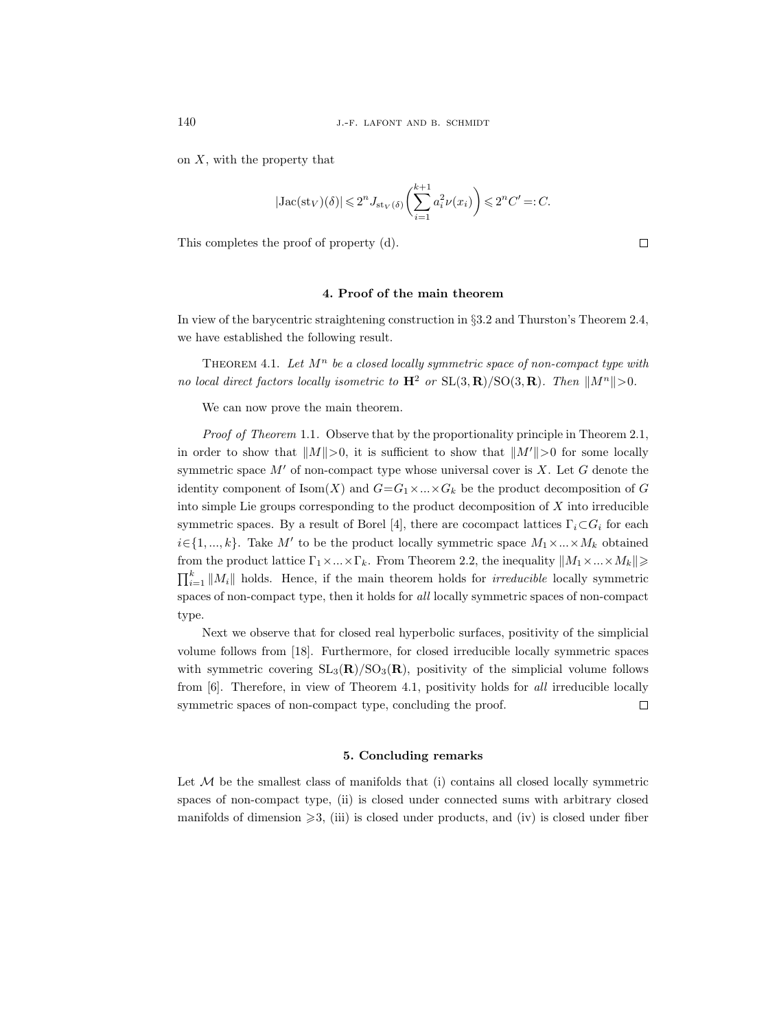on $X$, with the property that

$$|\mathrm{Jac}(\mathrm{st}_V)(\delta)| \leqslant 2^n J_{\mathrm{st}_V(\delta)}\left(\sum_{i=1}^{k+1} a_i^2 \nu(x_i)\right) \leqslant 2^n C' =: C.$$

This completes the proof of property (d). □

## 4. Proof of the main theorem

In view of the barycentric straightening construction in §3.2 and Thurston's Theorem 2.4, we have established the following result.

THEOREM 4.1. *Let $M^n$ be a closed locally symmetric space of non-compact type with no local direct factors locally isometric to $\mathbf{H}^2$ or $\mathrm{SL}(3,\mathbf{R})/\mathrm{SO}(3,\mathbf{R})$. Then $\|M^n\|>0$.*

We can now prove the main theorem.

*Proof of Theorem* 1.1. Observe that by the proportionality principle in Theorem 2.1, in order to show that $\|M\|>0$, it is sufficient to show that $\|M'\|>0$ for some locally symmetric space $M'$ of non-compact type whose universal cover is $X$. Let $G$ denote the identity component of $\mathrm{Isom}(X)$ and $G=G_1\times ...\times G_k$ be the product decomposition of $G$ into simple Lie groups corresponding to the product decomposition of $X$ into irreducible symmetric spaces. By a result of Borel [4], there are cocompact lattices $\Gamma_i\subset G_i$ for each $i\in\{1,...,k\}$. Take $M'$ to be the product locally symmetric space $M_1\times ...\times M_k$ obtained from the product lattice $\Gamma_1\times ...\times \Gamma_k$. From Theorem 2.2, the inequality $\|M_1\times ...\times M_k\|\geqslant \prod_{i=1}^k \|M_i\|$ holds. Hence, if the main theorem holds for *irreducible* locally symmetric spaces of non-compact type, then it holds for *all* locally symmetric spaces of non-compact type.

Next we observe that for closed real hyperbolic surfaces, positivity of the simplicial volume follows from [18]. Furthermore, for closed irreducible locally symmetric spaces with symmetric covering $\mathrm{SL}_3(\mathbf{R})/\mathrm{SO}_3(\mathbf{R})$, positivity of the simplicial volume follows from [6]. Therefore, in view of Theorem 4.1, positivity holds for *all* irreducible locally symmetric spaces of non-compact type, concluding the proof. □

## 5. Concluding remarks

Let $\mathcal{M}$ be the smallest class of manifolds that (i) contains all closed locally symmetric spaces of non-compact type, (ii) is closed under connected sums with arbitrary closed manifolds of dimension $\geqslant 3$, (iii) is closed under products, and (iv) is closed under fiber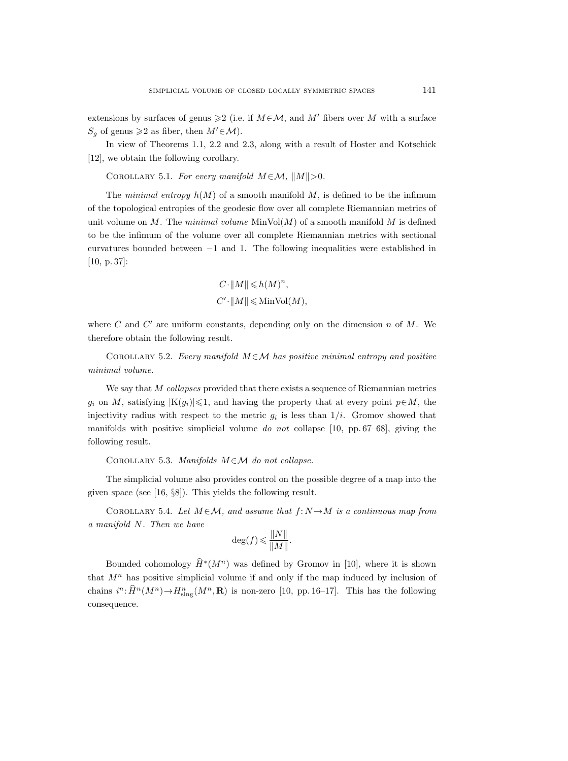extensions by surfaces of genus $\geqslant 2$ (i.e. if $M \in \mathcal{M}$, and $M'$ fibers over $M$ with a surface $S_g$ of genus $\geqslant 2$ as fiber, then $M' \in \mathcal{M}$).

In view of Theorems 1.1, 2.2 and 2.3, along with a result of Hoster and Kotschick [12], we obtain the following corollary.

Corollary 5.1. *For every manifold $M \in \mathcal{M}$, $\|M\| > 0$.*

The *minimal entropy* $h(M)$ of a smooth manifold $M$, is defined to be the infimum of the topological entropies of the geodesic flow over all complete Riemannian metrics of unit volume on $M$. The *minimal volume* $\mathrm{MinVol}(M)$ of a smooth manifold $M$ is defined to be the infimum of the volume over all complete Riemannian metrics with sectional curvatures bounded between $-1$ and 1. The following inequalities were established in [10, p. 37]:

$$C \cdot \|M\| \leqslant h(M)^n,$$
$$C' \cdot \|M\| \leqslant \mathrm{MinVol}(M),$$

where $C$ and $C'$ are uniform constants, depending only on the dimension $n$ of $M$. We therefore obtain the following result.

Corollary 5.2. *Every manifold $M \in \mathcal{M}$ has positive minimal entropy and positive minimal volume.*

We say that $M$ *collapses* provided that there exists a sequence of Riemannian metrics $g_i$ on $M$, satisfying $|\mathrm{K}(g_i)| \leqslant 1$, and having the property that at every point $p \in M$, the injectivity radius with respect to the metric $g_i$ is less than $1/i$. Gromov showed that manifolds with positive simplicial volume *do not* collapse [10, pp. 67–68], giving the following result.

Corollary 5.3. *Manifolds $M \in \mathcal{M}$ do not collapse.*

The simplicial volume also provides control on the possible degree of a map into the given space (see [16, §8]). This yields the following result.

Corollary 5.4. *Let $M \in \mathcal{M}$, and assume that $f: N \to M$ is a continuous map from a manifold $N$. Then we have*

$$\deg(f) \leqslant \frac{\|N\|}{\|M\|}.$$

Bounded cohomology $\widehat{H}^*(M^n)$ was defined by Gromov in [10], where it is shown that $M^n$ has positive simplicial volume if and only if the map induced by inclusion of chains $i^n: \widehat{H}^n(M^n) \to H^n_{\mathrm{sing}}(M^n, \mathbf{R})$ is non-zero [10, pp. 16–17]. This has the following consequence.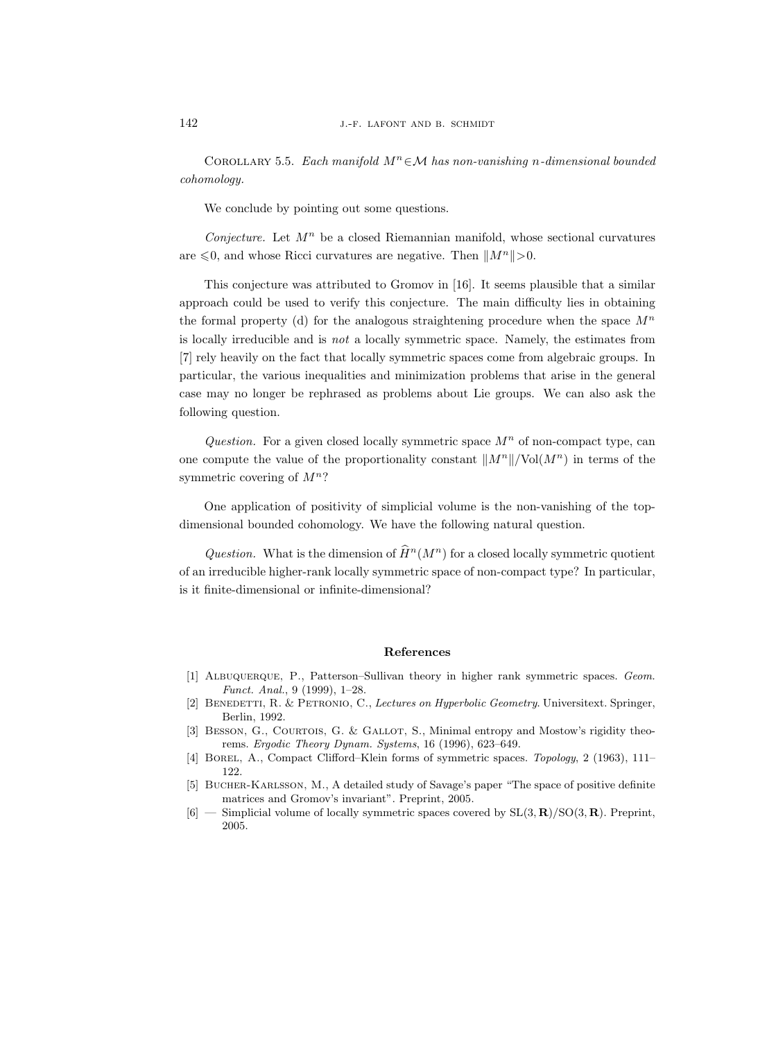Corollary 5.5. *Each manifold $M^n \in \mathcal{M}$ has non-vanishing $n$-dimensional bounded cohomology.*

We conclude by pointing out some questions.

*Conjecture.* Let $M^n$ be a closed Riemannian manifold, whose sectional curvatures are $\leqslant 0$, and whose Ricci curvatures are negative. Then $\|M^n\| > 0$.

This conjecture was attributed to Gromov in [16]. It seems plausible that a similar approach could be used to verify this conjecture. The main difficulty lies in obtaining the formal property (d) for the analogous straightening procedure when the space $M^n$ is locally irreducible and is *not* a locally symmetric space. Namely, the estimates from [7] rely heavily on the fact that locally symmetric spaces come from algebraic groups. In particular, the various inequalities and minimization problems that arise in the general case may no longer be rephrased as problems about Lie groups. We can also ask the following question.

*Question.* For a given closed locally symmetric space $M^n$ of non-compact type, can one compute the value of the proportionality constant $\|M^n\|/\mathrm{Vol}(M^n)$ in terms of the symmetric covering of $M^n$?

One application of positivity of simplicial volume is the non-vanishing of the top-dimensional bounded cohomology. We have the following natural question.

*Question.* What is the dimension of $\widehat{H}^n(M^n)$ for a closed locally symmetric quotient of an irreducible higher-rank locally symmetric space of non-compact type? In particular, is it finite-dimensional or infinite-dimensional?

## References

[1] Albuquerque, P., Patterson–Sullivan theory in higher rank symmetric spaces. *Geom. Funct. Anal.*, 9 (1999), 1–28.

[2] Benedetti, R. & Petronio, C., *Lectures on Hyperbolic Geometry*. Universitext. Springer, Berlin, 1992.

[3] Besson, G., Courtois, G. & Gallot, S., Minimal entropy and Mostow's rigidity theorems. *Ergodic Theory Dynam. Systems*, 16 (1996), 623–649.

[4] Borel, A., Compact Clifford–Klein forms of symmetric spaces. *Topology*, 2 (1963), 111–122.

[5] Bucher-Karlsson, M., A detailed study of Savage's paper "The space of positive definite matrices and Gromov's invariant". Preprint, 2005.

[6] — Simplicial volume of locally symmetric spaces covered by $\mathrm{SL}(3, \mathbf{R})/\mathrm{SO}(3, \mathbf{R})$. Preprint, 2005.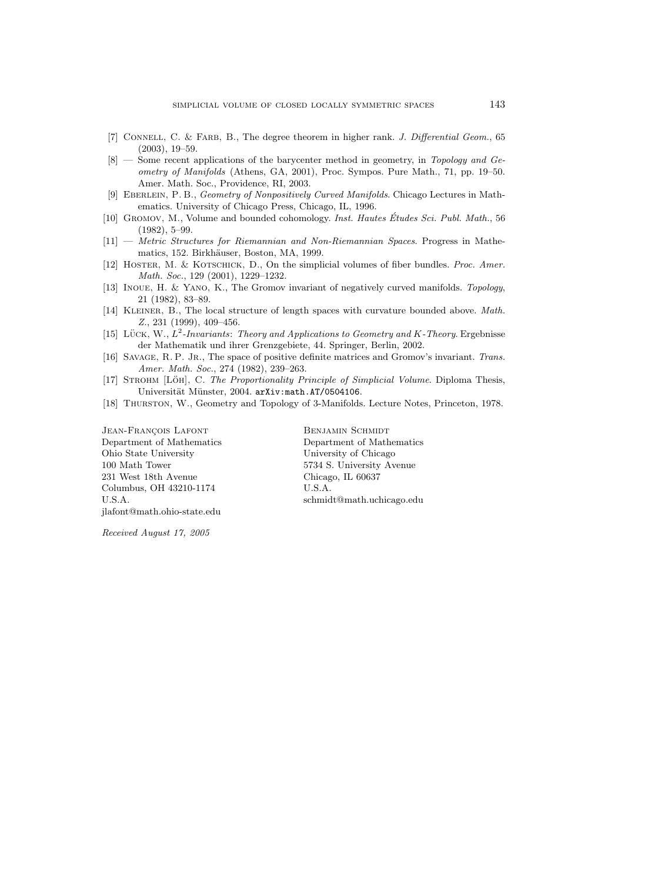[7] Connell, C. & Farb, B., The degree theorem in higher rank. *J. Differential Geom.*, 65 (2003), 19–59.

[8] — Some recent applications of the barycenter method in geometry, in *Topology and Geometry of Manifolds* (Athens, GA, 2001), Proc. Sympos. Pure Math., 71, pp. 19–50. Amer. Math. Soc., Providence, RI, 2003.

[9] Eberlein, P. B., *Geometry of Nonpositively Curved Manifolds*. Chicago Lectures in Mathematics. University of Chicago Press, Chicago, IL, 1996.

[10] Gromov, M., Volume and bounded cohomology. *Inst. Hautes Études Sci. Publ. Math.*, 56 (1982), 5–99.

[11] — *Metric Structures for Riemannian and Non-Riemannian Spaces*. Progress in Mathematics, 152. Birkhäuser, Boston, MA, 1999.

[12] Hoster, M. & Kotschick, D., On the simplicial volumes of fiber bundles. *Proc. Amer. Math. Soc.*, 129 (2001), 1229–1232.

[13] Inoue, H. & Yano, K., The Gromov invariant of negatively curved manifolds. *Topology*, 21 (1982), 83–89.

[14] Kleiner, B., The local structure of length spaces with curvature bounded above. *Math. Z.*, 231 (1999), 409–456.

[15] Lück, W., *$L^2$-Invariants: Theory and Applications to Geometry and K-Theory*. Ergebnisse der Mathematik und ihrer Grenzgebiete, 44. Springer, Berlin, 2002.

[16] Savage, R. P. Jr., The space of positive definite matrices and Gromov's invariant. *Trans. Amer. Math. Soc.*, 274 (1982), 239–263.

[17] Strohm [Löh], C. *The Proportionality Principle of Simplicial Volume*. Diploma Thesis, Universität Münster, 2004. arXiv:math.AT/0504106.

[18] Thurston, W., Geometry and Topology of 3-Manifolds. Lecture Notes, Princeton, 1978.

Jean-François Lafont
Department of Mathematics
Ohio State University
100 Math Tower
231 West 18th Avenue
Columbus, OH 43210-1174
U.S.A.
jlafont@math.ohio-state.edu

Benjamin Schmidt
Department of Mathematics
University of Chicago
5734 S. University Avenue
Chicago, IL 60637
U.S.A.
schmidt@math.uchicago.edu

*Received August 17, 2005*